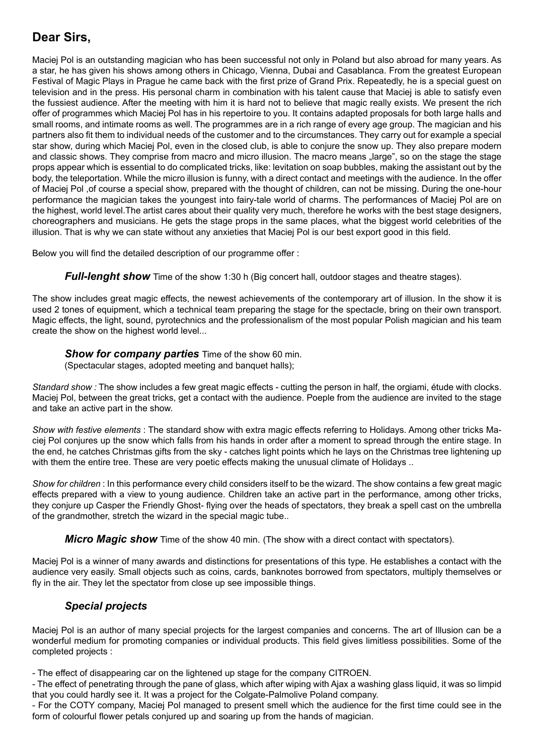## Dear Sirs,

Maciej Pol is an outstanding magician who has been successful not only in Poland but also abroad for many years. As a star, he has given his shows among others in Chicago, Vienna, Dubai and Casablanca. From the greatest European Festival of Magic Plays in Prague he came back with the first prize of Grand Prix. Repeatedly, he is a special guest on television and in the press. His personal charm in combination with his talent cause that Maciej is able to satisfy even the fussiest audience. After the meeting with him it is hard not to believe that magic really exists. We present the rich offer of programmes which Maciej Pol has in his repertoire to you. It contains adapted proposals for both large halls and small rooms, and intimate rooms as well. The programmes are in a rich range of every age group. The magician and his partners also fit them to individual needs of the customer and to the circumstances. They carry out for example a special star show, during which Maciej Pol, even in the closed club, is able to conjure the snow up. They also prepare modern and classic shows. They comprise from macro and micro illusion. The macro means „large", so on the stage the stage props appear which is essential to do complicated tricks, like: levitation on soap bubbles, making the assistant out by the body, the teleportation. While the micro illusion is funny, with a direct contact and meetings with the audience. In the offer of Maciej Pol ,of course a special show, prepared with the thought of children, can not be missing. During the one-hour performance the magician takes the youngest into fairy-tale world of charms. The performances of Maciej Pol are on the highest, world level.The artist cares about their quality very much, therefore he works with the best stage designers, choreographers and musicians. He gets the stage props in the same places, what the biggest world celebrities of the illusion. That is why we can state without any anxieties that Maciej Pol is our best export good in this field.

Below you will find the detailed description of our programme offer :

***Full-lenght show*** Time of the show 1:30 h (Big concert hall, outdoor stages and theatre stages).

The show includes great magic effects, the newest achievements of the contemporary art of illusion. In the show it is used 2 tones of equipment, which a technical team preparing the stage for the spectacle, bring on their own transport. Magic effects, the light, sound, pyrotechnics and the professionalism of the most popular Polish magician and his team create the show on the highest world level...

***Show for company parties*** Time of the show 60 min.
(Spectacular stages, adopted meeting and banquet halls);

*Standard show :* The show includes a few great magic effects - cutting the person in half, the orgiami, étude with clocks. Maciej Pol, between the great tricks, get a contact with the audience. Poeple from the audience are invited to the stage and take an active part in the show.

*Show with festive elements* : The standard show with extra magic effects referring to Holidays. Among other tricks Maciej Pol conjures up the snow which falls from his hands in order after a moment to spread through the entire stage. In the end, he catches Christmas gifts from the sky - catches light points which he lays on the Christmas tree lightening up with them the entire tree. These are very poetic effects making the unusual climate of Holidays ..

*Show for children* : In this performance every child considers itself to be the wizard. The show contains a few great magic effects prepared with a view to young audience. Children take an active part in the performance, among other tricks, they conjure up Casper the Friendly Ghost- flying over the heads of spectators, they break a spell cast on the umbrella of the grandmother, stretch the wizard in the special magic tube..

***Micro Magic show*** Time of the show 40 min. (The show with a direct contact with spectators).

Maciej Pol is a winner of many awards and distinctions for presentations of this type. He establishes a contact with the audience very easily. Small objects such as coins, cards, banknotes borrowed from spectators, multiply themselves or fly in the air. They let the spectator from close up see impossible things.

### *Special projects*

Maciej Pol is an author of many special projects for the largest companies and concerns. The art of Illusion can be a wonderful medium for promoting companies or individual products. This field gives limitless possibilities. Some of the completed projects :

- The effect of disappearing car on the lightened up stage for the company CITROEN.
- The effect of penetrating through the pane of glass, which after wiping with Ajax a washing glass liquid, it was so limpid that you could hardly see it. It was a project for the Colgate-Palmolive Poland company.
- For the COTY company, Maciej Pol managed to present smell which the audience for the first time could see in the form of colourful flower petals conjured up and soaring up from the hands of magician.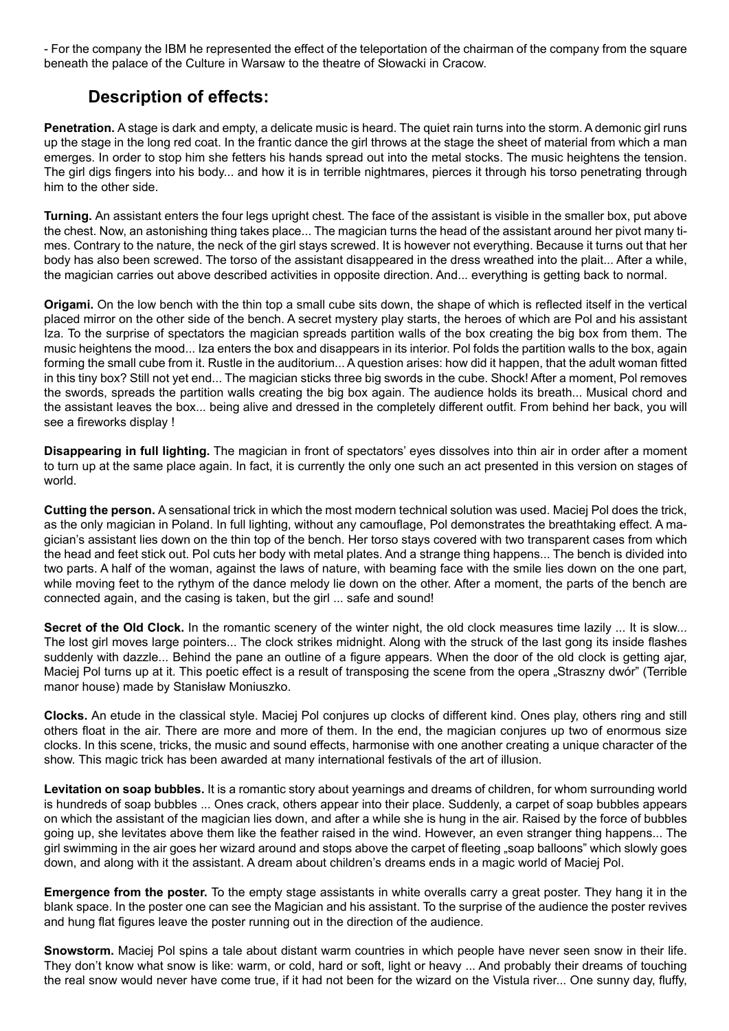- For the company the IBM he represented the effect of the teleportation of the chairman of the company from the square beneath the palace of the Culture in Warsaw to the theatre of Słowacki in Cracow.

## Description of effects:

**Penetration.** A stage is dark and empty, a delicate music is heard. The quiet rain turns into the storm. A demonic girl runs up the stage in the long red coat. In the frantic dance the girl throws at the stage the sheet of material from which a man emerges. In order to stop him she fetters his hands spread out into the metal stocks. The music heightens the tension. The girl digs fingers into his body... and how it is in terrible nightmares, pierces it through his torso penetrating through him to the other side.

**Turning.** An assistant enters the four legs upright chest. The face of the assistant is visible in the smaller box, put above the chest. Now, an astonishing thing takes place... The magician turns the head of the assistant around her pivot many times. Contrary to the nature, the neck of the girl stays screwed. It is however not everything. Because it turns out that her body has also been screwed. The torso of the assistant disappeared in the dress wreathed into the plait... After a while, the magician carries out above described activities in opposite direction. And... everything is getting back to normal.

**Origami.** On the low bench with the thin top a small cube sits down, the shape of which is reflected itself in the vertical placed mirror on the other side of the bench. A secret mystery play starts, the heroes of which are Pol and his assistant Iza. To the surprise of spectators the magician spreads partition walls of the box creating the big box from them. The music heightens the mood... Iza enters the box and disappears in its interior. Pol folds the partition walls to the box, again forming the small cube from it. Rustle in the auditorium... A question arises: how did it happen, that the adult woman fitted in this tiny box? Still not yet end... The magician sticks three big swords in the cube. Shock! After a moment, Pol removes the swords, spreads the partition walls creating the big box again. The audience holds its breath... Musical chord and the assistant leaves the box... being alive and dressed in the completely different outfit. From behind her back, you will see a fireworks display !

**Disappearing in full lighting.** The magician in front of spectators' eyes dissolves into thin air in order after a moment to turn up at the same place again. In fact, it is currently the only one such an act presented in this version on stages of world.

**Cutting the person.** A sensational trick in which the most modern technical solution was used. Maciej Pol does the trick, as the only magician in Poland. In full lighting, without any camouflage, Pol demonstrates the breathtaking effect. A magician's assistant lies down on the thin top of the bench. Her torso stays covered with two transparent cases from which the head and feet stick out. Pol cuts her body with metal plates. And a strange thing happens... The bench is divided into two parts. A half of the woman, against the laws of nature, with beaming face with the smile lies down on the one part, while moving feet to the rythym of the dance melody lie down on the other. After a moment, the parts of the bench are connected again, and the casing is taken, but the girl ... safe and sound!

**Secret of the Old Clock.** In the romantic scenery of the winter night, the old clock measures time lazily ... It is slow... The lost girl moves large pointers... The clock strikes midnight. Along with the struck of the last gong its inside flashes suddenly with dazzle... Behind the pane an outline of a figure appears. When the door of the old clock is getting ajar, Maciej Pol turns up at it. This poetic effect is a result of transposing the scene from the opera „Straszny dwór" (Terrible manor house) made by Stanisław Moniuszko.

**Clocks.** An etude in the classical style. Maciej Pol conjures up clocks of different kind. Ones play, others ring and still others float in the air. There are more and more of them. In the end, the magician conjures up two of enormous size clocks. In this scene, tricks, the music and sound effects, harmonise with one another creating a unique character of the show. This magic trick has been awarded at many international festivals of the art of illusion.

**Levitation on soap bubbles.** It is a romantic story about yearnings and dreams of children, for whom surrounding world is hundreds of soap bubbles ... Ones crack, others appear into their place. Suddenly, a carpet of soap bubbles appears on which the assistant of the magician lies down, and after a while she is hung in the air. Raised by the force of bubbles going up, she levitates above them like the feather raised in the wind. However, an even stranger thing happens... The girl swimming in the air goes her wizard around and stops above the carpet of fleeting „soap balloons" which slowly goes down, and along with it the assistant. A dream about children's dreams ends in a magic world of Maciej Pol.

**Emergence from the poster.** To the empty stage assistants in white overalls carry a great poster. They hang it in the blank space. In the poster one can see the Magician and his assistant. To the surprise of the audience the poster revives and hung flat figures leave the poster running out in the direction of the audience.

**Snowstorm.** Maciej Pol spins a tale about distant warm countries in which people have never seen snow in their life. They don't know what snow is like: warm, or cold, hard or soft, light or heavy ... And probably their dreams of touching the real snow would never have come true, if it had not been for the wizard on the Vistula river... One sunny day, fluffy,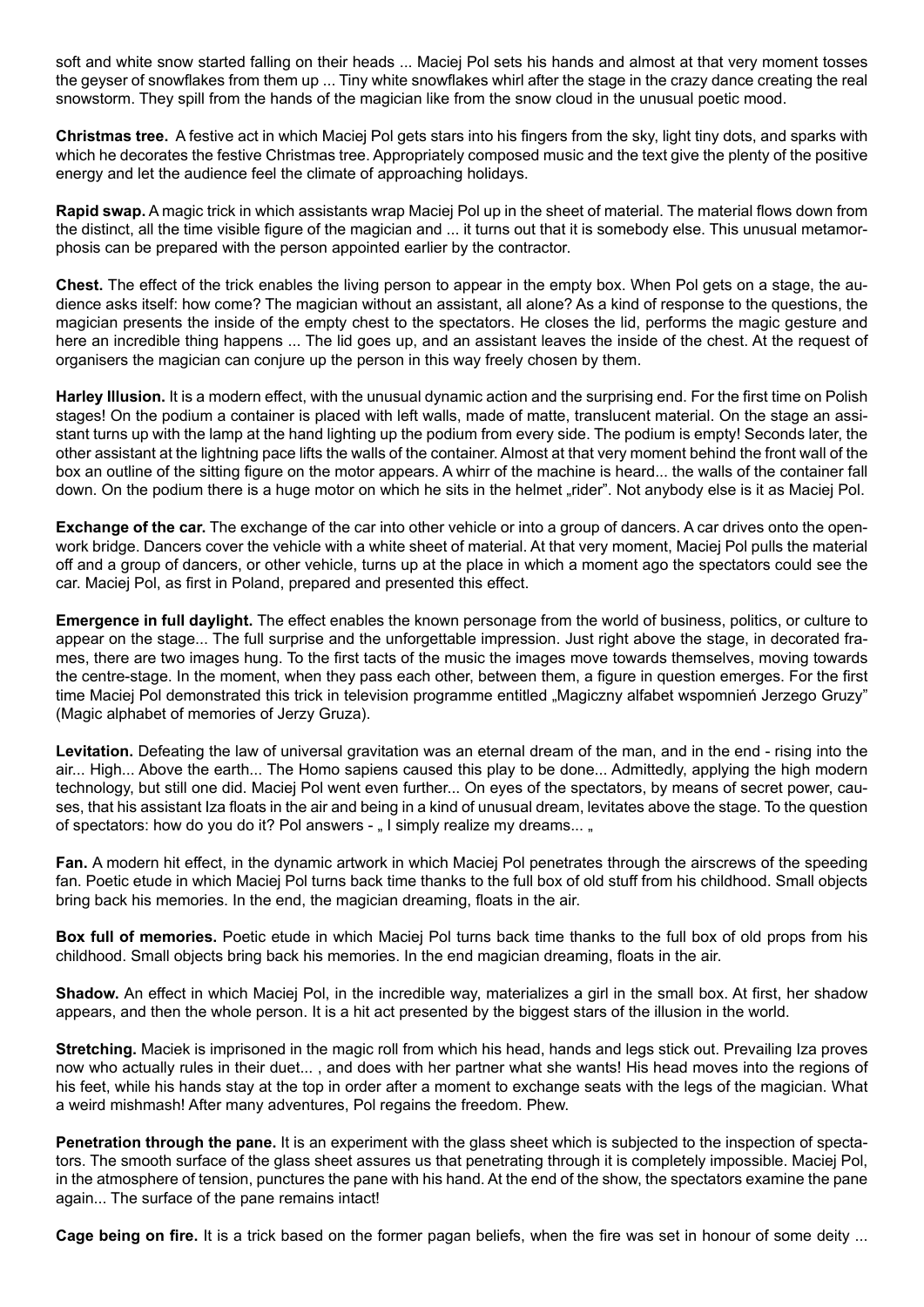soft and white snow started falling on their heads ... Maciej Pol sets his hands and almost at that very moment tosses the geyser of snowflakes from them up ... Tiny white snowflakes whirl after the stage in the crazy dance creating the real snowstorm. They spill from the hands of the magician like from the snow cloud in the unusual poetic mood.

**Christmas tree.** A festive act in which Maciej Pol gets stars into his fingers from the sky, light tiny dots, and sparks with which he decorates the festive Christmas tree. Appropriately composed music and the text give the plenty of the positive energy and let the audience feel the climate of approaching holidays.

**Rapid swap.** A magic trick in which assistants wrap Maciej Pol up in the sheet of material. The material flows down from the distinct, all the time visible figure of the magician and ... it turns out that it is somebody else. This unusual metamorphosis can be prepared with the person appointed earlier by the contractor.

**Chest.** The effect of the trick enables the living person to appear in the empty box. When Pol gets on a stage, the audience asks itself: how come? The magician without an assistant, all alone? As a kind of response to the questions, the magician presents the inside of the empty chest to the spectators. He closes the lid, performs the magic gesture and here an incredible thing happens ... The lid goes up, and an assistant leaves the inside of the chest. At the request of organisers the magician can conjure up the person in this way freely chosen by them.

**Harley Illusion.** It is a modern effect, with the unusual dynamic action and the surprising end. For the first time on Polish stages! On the podium a container is placed with left walls, made of matte, translucent material. On the stage an assistant turns up with the lamp at the hand lighting up the podium from every side. The podium is empty! Seconds later, the other assistant at the lightning pace lifts the walls of the container. Almost at that very moment behind the front wall of the box an outline of the sitting figure on the motor appears. A whirr of the machine is heard... the walls of the container fall down. On the podium there is a huge motor on which he sits in the helmet „rider". Not anybody else is it as Maciej Pol.

**Exchange of the car.** The exchange of the car into other vehicle or into a group of dancers. A car drives onto the openwork bridge. Dancers cover the vehicle with a white sheet of material. At that very moment, Maciej Pol pulls the material off and a group of dancers, or other vehicle, turns up at the place in which a moment ago the spectators could see the car. Maciej Pol, as first in Poland, prepared and presented this effect.

**Emergence in full daylight.** The effect enables the known personage from the world of business, politics, or culture to appear on the stage... The full surprise and the unforgettable impression. Just right above the stage, in decorated frames, there are two images hung. To the first tacts of the music the images move towards themselves, moving towards the centre-stage. In the moment, when they pass each other, between them, a figure in question emerges. For the first time Maciej Pol demonstrated this trick in television programme entitled „Magiczny alfabet wspomnień Jerzego Gruzy" (Magic alphabet of memories of Jerzy Gruza).

**Levitation.** Defeating the law of universal gravitation was an eternal dream of the man, and in the end - rising into the air... High... Above the earth... The Homo sapiens caused this play to be done... Admittedly, applying the high modern technology, but still one did. Maciej Pol went even further... On eyes of the spectators, by means of secret power, causes, that his assistant Iza floats in the air and being in a kind of unusual dream, levitates above the stage. To the question of spectators: how do you do it? Pol answers - „ I simply realize my dreams... „

**Fan.** A modern hit effect, in the dynamic artwork in which Maciej Pol penetrates through the airscrews of the speeding fan. Poetic etude in which Maciej Pol turns back time thanks to the full box of old stuff from his childhood. Small objects bring back his memories. In the end, the magician dreaming, floats in the air.

**Box full of memories.** Poetic etude in which Maciej Pol turns back time thanks to the full box of old props from his childhood. Small objects bring back his memories. In the end magician dreaming, floats in the air.

**Shadow.** An effect in which Maciej Pol, in the incredible way, materializes a girl in the small box. At first, her shadow appears, and then the whole person. It is a hit act presented by the biggest stars of the illusion in the world.

**Stretching.** Maciek is imprisoned in the magic roll from which his head, hands and legs stick out. Prevailing Iza proves now who actually rules in their duet... , and does with her partner what she wants! His head moves into the regions of his feet, while his hands stay at the top in order after a moment to exchange seats with the legs of the magician. What a weird mishmash! After many adventures, Pol regains the freedom. Phew.

**Penetration through the pane.** It is an experiment with the glass sheet which is subjected to the inspection of spectators. The smooth surface of the glass sheet assures us that penetrating through it is completely impossible. Maciej Pol, in the atmosphere of tension, punctures the pane with his hand. At the end of the show, the spectators examine the pane again... The surface of the pane remains intact!

**Cage being on fire.** It is a trick based on the former pagan beliefs, when the fire was set in honour of some deity ...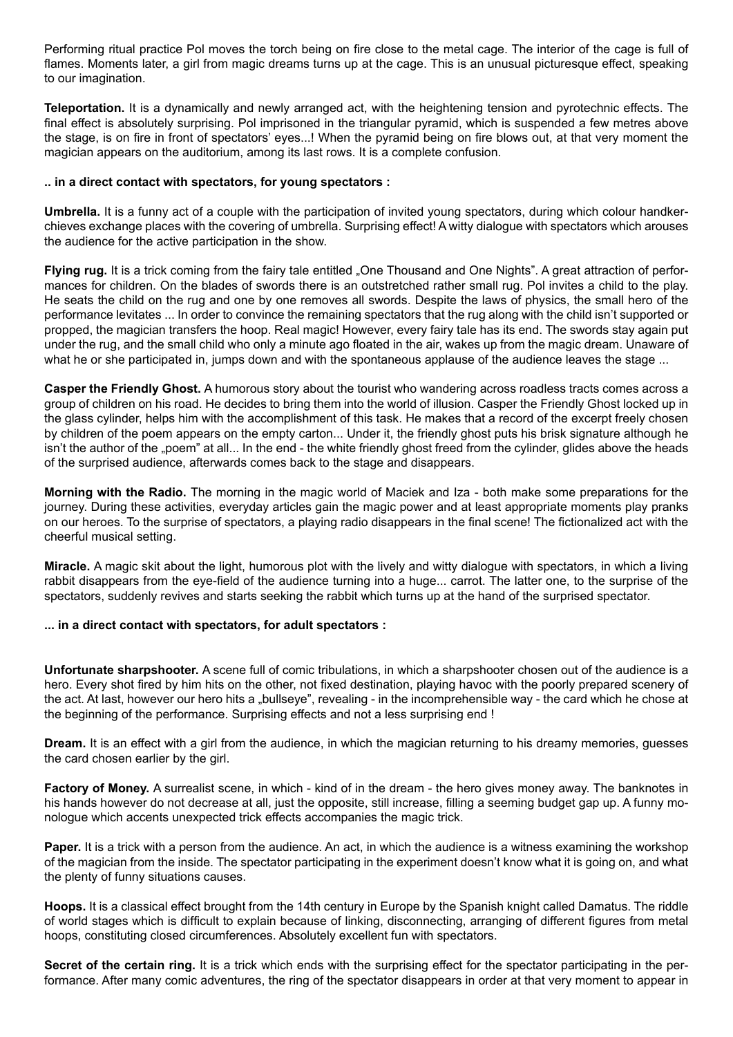Performing ritual practice Pol moves the torch being on fire close to the metal cage. The interior of the cage is full of flames. Moments later, a girl from magic dreams turns up at the cage. This is an unusual picturesque effect, speaking to our imagination.

**Teleportation.** It is a dynamically and newly arranged act, with the heightening tension and pyrotechnic effects. The final effect is absolutely surprising. Pol imprisoned in the triangular pyramid, which is suspended a few metres above the stage, is on fire in front of spectators' eyes...! When the pyramid being on fire blows out, at that very moment the magician appears on the auditorium, among its last rows. It is a complete confusion.

**.. in a direct contact with spectators, for young spectators :**

**Umbrella.** It is a funny act of a couple with the participation of invited young spectators, during which colour handkerchieves exchange places with the covering of umbrella. Surprising effect! A witty dialogue with spectators which arouses the audience for the active participation in the show.

**Flying rug.** It is a trick coming from the fairy tale entitled „One Thousand and One Nights". A great attraction of performances for children. On the blades of swords there is an outstretched rather small rug. Pol invites a child to the play. He seats the child on the rug and one by one removes all swords. Despite the laws of physics, the small hero of the performance levitates ... In order to convince the remaining spectators that the rug along with the child isn't supported or propped, the magician transfers the hoop. Real magic! However, every fairy tale has its end. The swords stay again put under the rug, and the small child who only a minute ago floated in the air, wakes up from the magic dream. Unaware of what he or she participated in, jumps down and with the spontaneous applause of the audience leaves the stage ...

**Casper the Friendly Ghost.** A humorous story about the tourist who wandering across roadless tracts comes across a group of children on his road. He decides to bring them into the world of illusion. Casper the Friendly Ghost locked up in the glass cylinder, helps him with the accomplishment of this task. He makes that a record of the excerpt freely chosen by children of the poem appears on the empty carton... Under it, the friendly ghost puts his brisk signature although he isn't the author of the „poem" at all... In the end - the white friendly ghost freed from the cylinder, glides above the heads of the surprised audience, afterwards comes back to the stage and disappears.

**Morning with the Radio.** The morning in the magic world of Maciek and Iza - both make some preparations for the journey. During these activities, everyday articles gain the magic power and at least appropriate moments play pranks on our heroes. To the surprise of spectators, a playing radio disappears in the final scene! The fictionalized act with the cheerful musical setting.

**Miracle.** A magic skit about the light, humorous plot with the lively and witty dialogue with spectators, in which a living rabbit disappears from the eye-field of the audience turning into a huge... carrot. The latter one, to the surprise of the spectators, suddenly revives and starts seeking the rabbit which turns up at the hand of the surprised spectator.

**... in a direct contact with spectators, for adult spectators :**

**Unfortunate sharpshooter.** A scene full of comic tribulations, in which a sharpshooter chosen out of the audience is a hero. Every shot fired by him hits on the other, not fixed destination, playing havoc with the poorly prepared scenery of the act. At last, however our hero hits a „bullseye", revealing - in the incomprehensible way - the card which he chose at the beginning of the performance. Surprising effects and not a less surprising end !

**Dream.** It is an effect with a girl from the audience, in which the magician returning to his dreamy memories, guesses the card chosen earlier by the girl.

**Factory of Money.** A surrealist scene, in which - kind of in the dream - the hero gives money away. The banknotes in his hands however do not decrease at all, just the opposite, still increase, filling a seeming budget gap up. A funny monologue which accents unexpected trick effects accompanies the magic trick.

**Paper.** It is a trick with a person from the audience. An act, in which the audience is a witness examining the workshop of the magician from the inside. The spectator participating in the experiment doesn't know what it is going on, and what the plenty of funny situations causes.

**Hoops.** It is a classical effect brought from the 14th century in Europe by the Spanish knight called Damatus. The riddle of world stages which is difficult to explain because of linking, disconnecting, arranging of different figures from metal hoops, constituting closed circumferences. Absolutely excellent fun with spectators.

**Secret of the certain ring.** It is a trick which ends with the surprising effect for the spectator participating in the performance. After many comic adventures, the ring of the spectator disappears in order at that very moment to appear in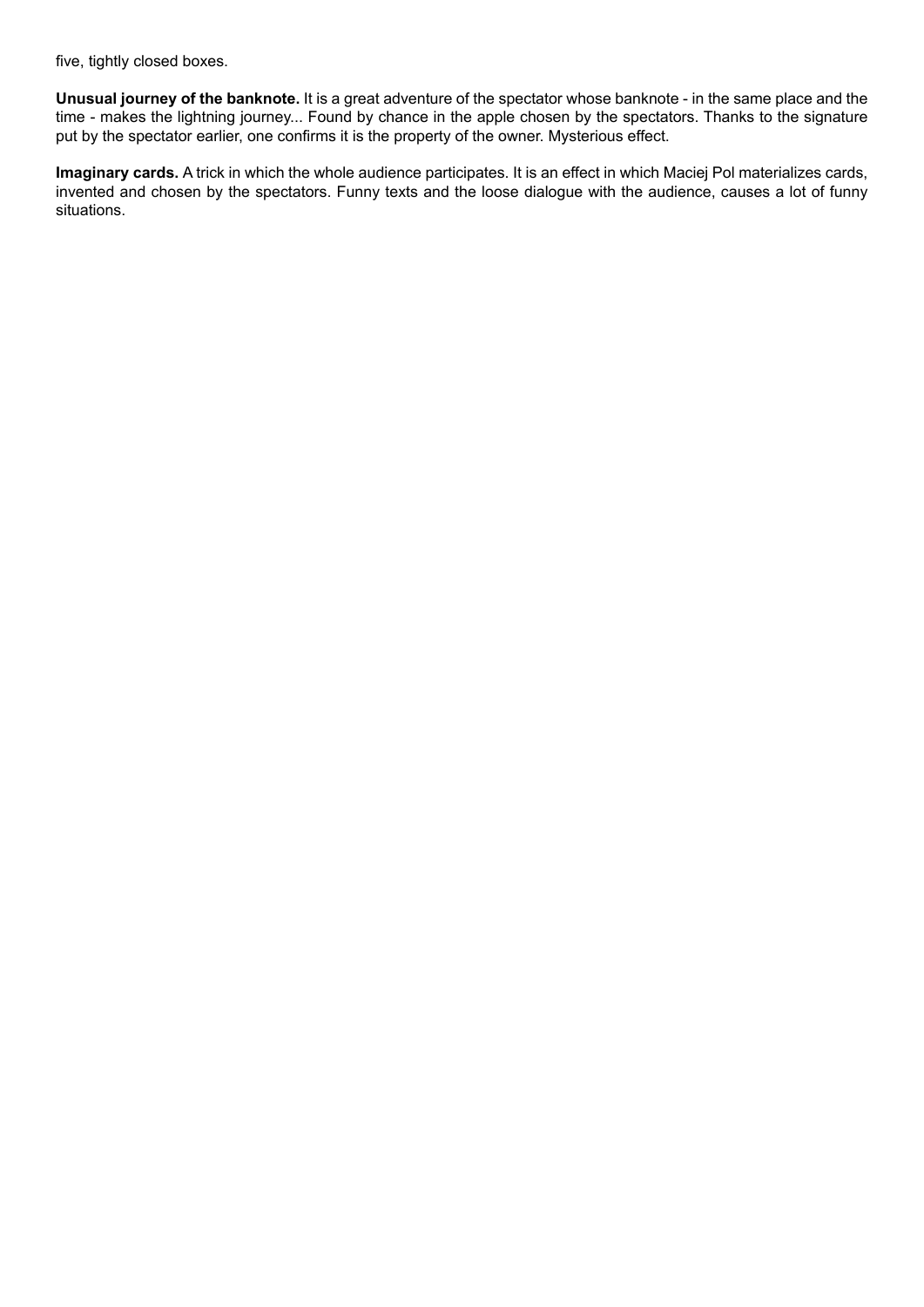five, tightly closed boxes.

**Unusual journey of the banknote.** It is a great adventure of the spectator whose banknote - in the same place and the time - makes the lightning journey... Found by chance in the apple chosen by the spectators. Thanks to the signature put by the spectator earlier, one confirms it is the property of the owner. Mysterious effect.

**Imaginary cards.** A trick in which the whole audience participates. It is an effect in which Maciej Pol materializes cards, invented and chosen by the spectators. Funny texts and the loose dialogue with the audience, causes a lot of funny situations.